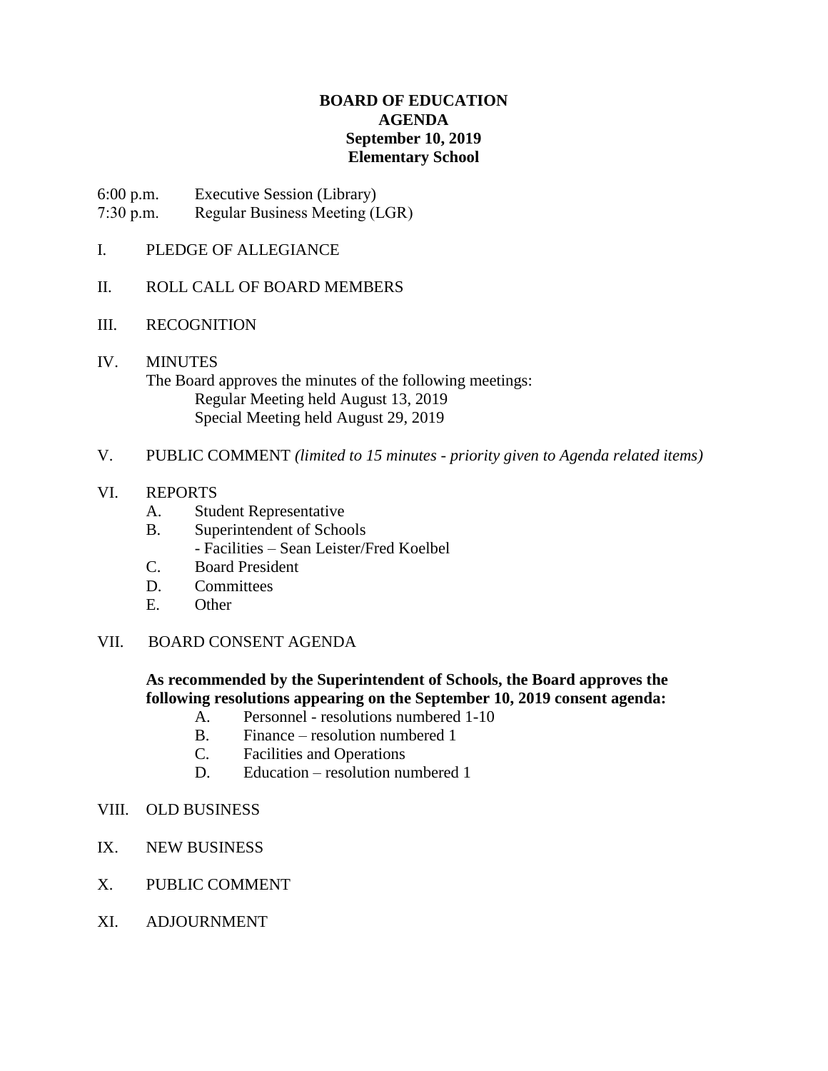**BOARD OF EDUCATION**
**AGENDA**
**September 10, 2019**
**Elementary School**

6:00 p.m. Executive Session (Library)
7:30 p.m. Regular Business Meeting (LGR)

I. PLEDGE OF ALLEGIANCE

II. ROLL CALL OF BOARD MEMBERS

III. RECOGNITION

IV. MINUTES

The Board approves the minutes of the following meetings:

Regular Meeting held August 13, 2019
Special Meeting held August 29, 2019

V. PUBLIC COMMENT *(limited to 15 minutes - priority given to Agenda related items)*

VI. REPORTS

A. Student Representative
B. Superintendent of Schools
   - Facilities – Sean Leister/Fred Koelbel
C. Board President
D. Committees
E. Other

VII. BOARD CONSENT AGENDA

**As recommended by the Superintendent of Schools, the Board approves the following resolutions appearing on the September 10, 2019 consent agenda:**

A. Personnel - resolutions numbered 1-10
B. Finance – resolution numbered 1
C. Facilities and Operations
D. Education – resolution numbered 1

VIII. OLD BUSINESS

IX. NEW BUSINESS

X. PUBLIC COMMENT

XI. ADJOURNMENT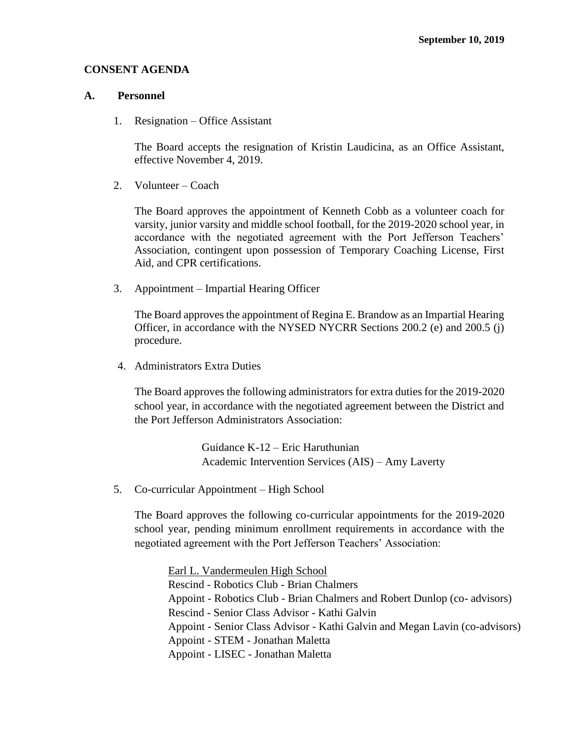September 10, 2019

**CONSENT AGENDA**

**A. Personnel**

1. Resignation – Office Assistant

   The Board accepts the resignation of Kristin Laudicina, as an Office Assistant, effective November 4, 2019.

2. Volunteer – Coach

   The Board approves the appointment of Kenneth Cobb as a volunteer coach for varsity, junior varsity and middle school football, for the 2019-2020 school year, in accordance with the negotiated agreement with the Port Jefferson Teachers' Association, contingent upon possession of Temporary Coaching License, First Aid, and CPR certifications.

3. Appointment – Impartial Hearing Officer

   The Board approves the appointment of Regina E. Brandow as an Impartial Hearing Officer, in accordance with the NYSED NYCRR Sections 200.2 (e) and 200.5 (j) procedure.

4. Administrators Extra Duties

   The Board approves the following administrators for extra duties for the 2019-2020 school year, in accordance with the negotiated agreement between the District and the Port Jefferson Administrators Association:

   Guidance K-12 – Eric Haruthunian
   Academic Intervention Services (AIS) – Amy Laverty

5. Co-curricular Appointment – High School

   The Board approves the following co-curricular appointments for the 2019-2020 school year, pending minimum enrollment requirements in accordance with the negotiated agreement with the Port Jefferson Teachers' Association:

   Earl L. Vandermeulen High School
   Rescind - Robotics Club - Brian Chalmers
   Appoint - Robotics Club - Brian Chalmers and Robert Dunlop (co- advisors)
   Rescind - Senior Class Advisor - Kathi Galvin
   Appoint - Senior Class Advisor - Kathi Galvin and Megan Lavin (co-advisors)
   Appoint - STEM - Jonathan Maletta
   Appoint - LISEC - Jonathan Maletta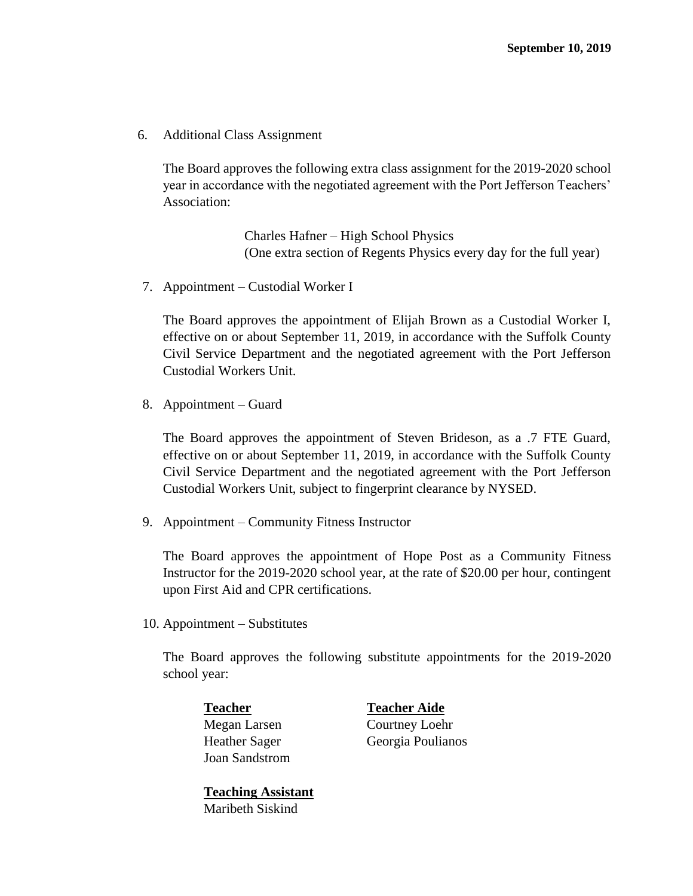**September 10, 2019**

6. Additional Class Assignment

   The Board approves the following extra class assignment for the 2019-2020 school year in accordance with the negotiated agreement with the Port Jefferson Teachers' Association:

   Charles Hafner – High School Physics
   (One extra section of Regents Physics every day for the full year)

7. Appointment – Custodial Worker I

   The Board approves the appointment of Elijah Brown as a Custodial Worker I, effective on or about September 11, 2019, in accordance with the Suffolk County Civil Service Department and the negotiated agreement with the Port Jefferson Custodial Workers Unit.

8. Appointment – Guard

   The Board approves the appointment of Steven Brideson, as a .7 FTE Guard, effective on or about September 11, 2019, in accordance with the Suffolk County Civil Service Department and the negotiated agreement with the Port Jefferson Custodial Workers Unit, subject to fingerprint clearance by NYSED.

9. Appointment – Community Fitness Instructor

   The Board approves the appointment of Hope Post as a Community Fitness Instructor for the 2019-2020 school year, at the rate of $20.00 per hour, contingent upon First Aid and CPR certifications.

10. Appointment – Substitutes

    The Board approves the following substitute appointments for the 2019-2020 school year:

    **Teacher**
    Megan Larsen
    Heather Sager
    Joan Sandstrom

    **Teacher Aide**
    Courtney Loehr
    Georgia Poulianos

    **Teaching Assistant**
    Maribeth Siskind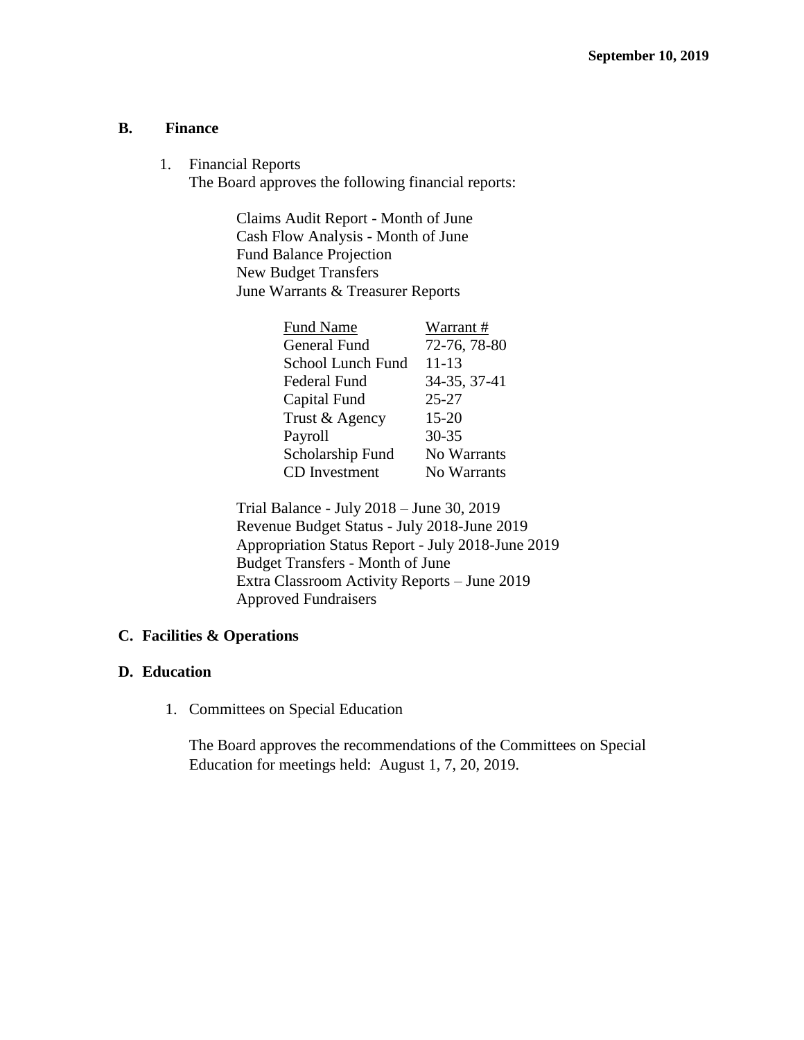September 10, 2019

## B. Finance

1. Financial Reports
   The Board approves the following financial reports:

   Claims Audit Report - Month of June
   Cash Flow Analysis - Month of June
   Fund Balance Projection
   New Budget Transfers
   June Warrants & Treasurer Reports

   | Fund Name | Warrant # |
   |---|---|
   | General Fund | 72-76, 78-80 |
   | School Lunch Fund | 11-13 |
   | Federal Fund | 34-35, 37-41 |
   | Capital Fund | 25-27 |
   | Trust & Agency | 15-20 |
   | Payroll | 30-35 |
   | Scholarship Fund | No Warrants |
   | CD Investment | No Warrants |

   Trial Balance - July 2018 – June 30, 2019
   Revenue Budget Status - July 2018-June 2019
   Appropriation Status Report - July 2018-June 2019
   Budget Transfers - Month of June
   Extra Classroom Activity Reports – June 2019
   Approved Fundraisers

## C. Facilities & Operations

## D. Education

1. Committees on Special Education

   The Board approves the recommendations of the Committees on Special Education for meetings held: August 1, 7, 20, 2019.